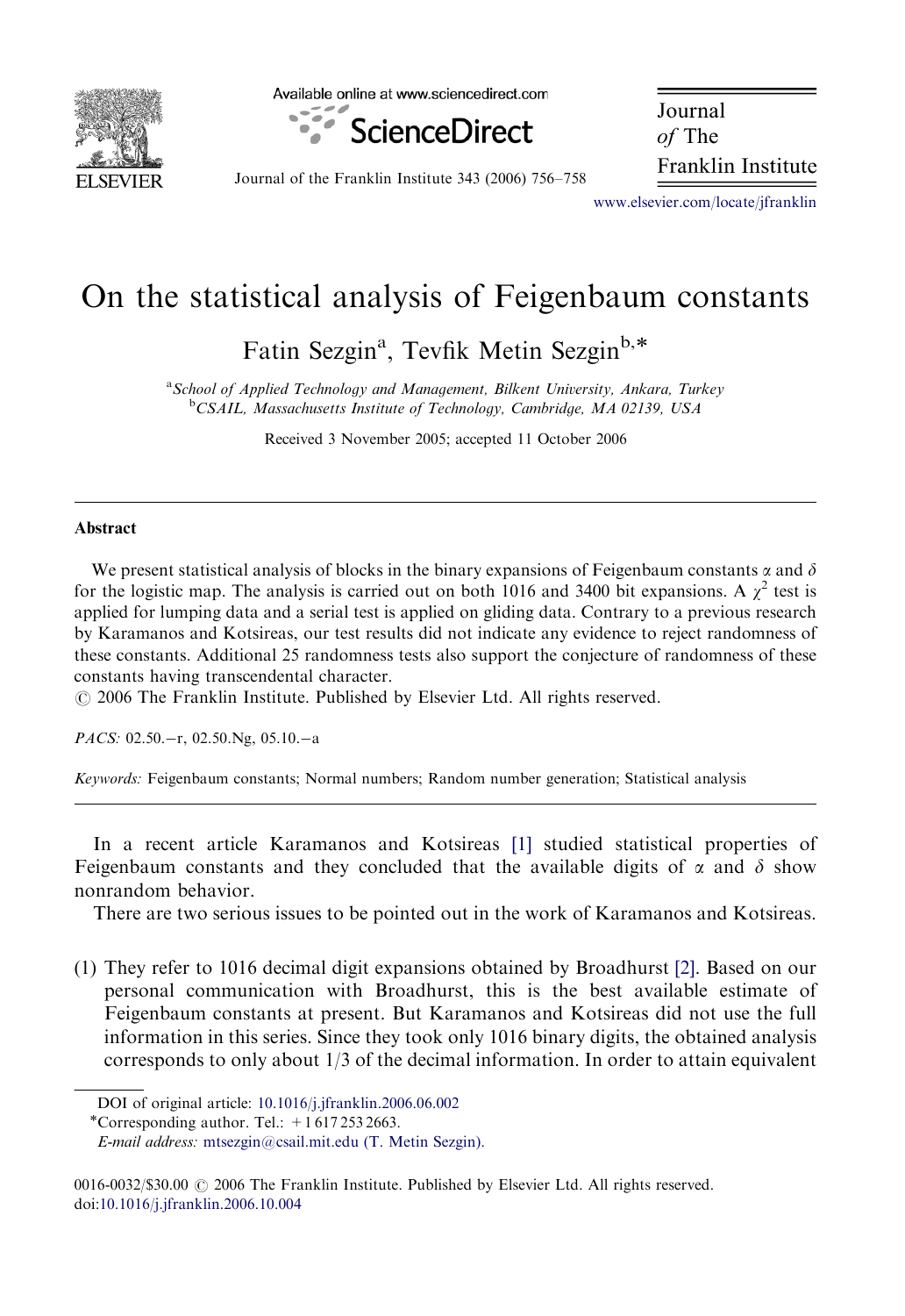# On the statistical analysis of Feigenbaum constants

Fatin Sezgin[a], Tevfik Metin Sezgin[b,*]

[a]*School of Applied Technology and Management, Bilkent University, Ankara, Turkey*
[b]*CSAIL, Massachusetts Institute of Technology, Cambridge, MA 02139, USA*

Received 3 November 2005; accepted 11 October 2006

## Abstract

We present statistical analysis of blocks in the binary expansions of Feigenbaum constants $\alpha$ and $\delta$ for the logistic map. The analysis is carried out on both 1016 and 3400 bit expansions. A $\chi^2$ test is applied for lumping data and a serial test is applied on gliding data. Contrary to a previous research by Karamanos and Kotsireas, our test results did not indicate any evidence to reject randomness of these constants. Additional 25 randomness tests also support the conjecture of randomness of these constants having transcendental character.

© 2006 The Franklin Institute. Published by Elsevier Ltd. All rights reserved.

*PACS:* 02.50.−r, 02.50.Ng, 05.10.−a

*Keywords:* Feigenbaum constants; Normal numbers; Random number generation; Statistical analysis

In a recent article Karamanos and Kotsireas [1] studied statistical properties of Feigenbaum constants and they concluded that the available digits of $\alpha$ and $\delta$ show nonrandom behavior.

There are two serious issues to be pointed out in the work of Karamanos and Kotsireas.

(1) They refer to 1016 decimal digit expansions obtained by Broadhurst [2]. Based on our personal communication with Broadhurst, this is the best available estimate of Feigenbaum constants at present. But Karamanos and Kotsireas did not use the full information in this series. Since they took only 1016 binary digits, the obtained analysis corresponds to only about 1/3 of the decimal information. In order to attain equivalent

DOI of original article: 10.1016/j.jfranklin.2006.06.002

*Corresponding author. Tel.: +1 617 253 2663.
*E-mail address:* mtsezgin@csail.mit.edu (T. Metin Sezgin).

0016-0032/$30.00 © 2006 The Franklin Institute. Published by Elsevier Ltd. All rights reserved.
doi:10.1016/j.jfranklin.2006.10.004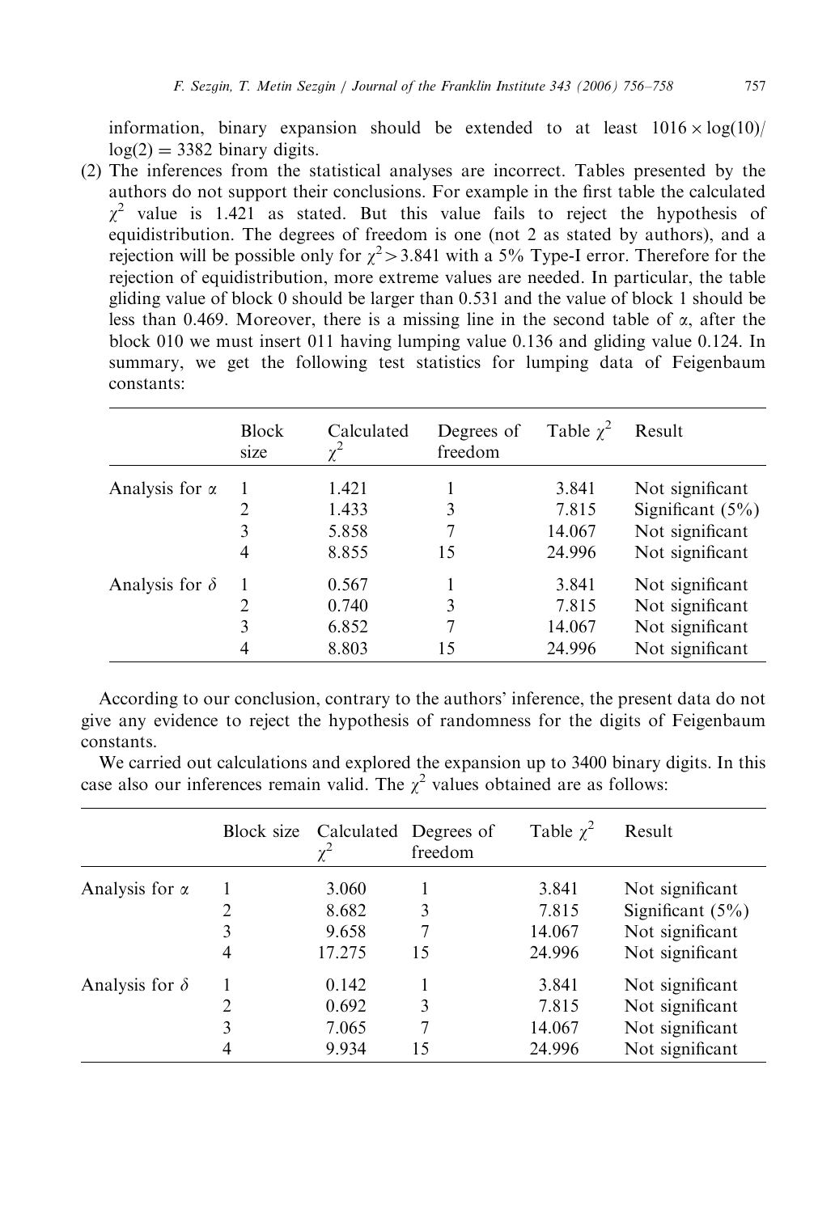information, binary expansion should be extended to at least $1016 \times \log(10)/\log(2) = 3382$ binary digits.

(2) The inferences from the statistical analyses are incorrect. Tables presented by the authors do not support their conclusions. For example in the first table the calculated $\chi^2$ value is 1.421 as stated. But this value fails to reject the hypothesis of equidistribution. The degrees of freedom is one (not 2 as stated by authors), and a rejection will be possible only for $\chi^2 > 3.841$ with a 5% Type-I error. Therefore for the rejection of equidistribution, more extreme values are needed. In particular, the table gliding value of block 0 should be larger than 0.531 and the value of block 1 should be less than 0.469. Moreover, there is a missing line in the second table of $\alpha$, after the block 010 we must insert 011 having lumping value 0.136 and gliding value 0.124. In summary, we get the following test statistics for lumping data of Feigenbaum constants:

| | Block size | Calculated $\chi^2$ | Degrees of freedom | Table $\chi^2$ | Result |
|---|---|---|---|---|---|
| Analysis for $\alpha$ | 1 | 1.421 | 1 | 3.841 | Not significant |
| | 2 | 1.433 | 3 | 7.815 | Significant (5%) |
| | 3 | 5.858 | 7 | 14.067 | Not significant |
| | 4 | 8.855 | 15 | 24.996 | Not significant |
| Analysis for $\delta$ | 1 | 0.567 | 1 | 3.841 | Not significant |
| | 2 | 0.740 | 3 | 7.815 | Not significant |
| | 3 | 6.852 | 7 | 14.067 | Not significant |
| | 4 | 8.803 | 15 | 24.996 | Not significant |

According to our conclusion, contrary to the authors' inference, the present data do not give any evidence to reject the hypothesis of randomness for the digits of Feigenbaum constants.

We carried out calculations and explored the expansion up to 3400 binary digits. In this case also our inferences remain valid. The $\chi^2$ values obtained are as follows:

| | Block size | Calculated $\chi^2$ | Degrees of freedom | Table $\chi^2$ | Result |
|---|---|---|---|---|---|
| Analysis for $\alpha$ | 1 | 3.060 | 1 | 3.841 | Not significant |
| | 2 | 8.682 | 3 | 7.815 | Significant (5%) |
| | 3 | 9.658 | 7 | 14.067 | Not significant |
| | 4 | 17.275 | 15 | 24.996 | Not significant |
| Analysis for $\delta$ | 1 | 0.142 | 1 | 3.841 | Not significant |
| | 2 | 0.692 | 3 | 7.815 | Not significant |
| | 3 | 7.065 | 7 | 14.067 | Not significant |
| | 4 | 9.934 | 15 | 24.996 | Not significant |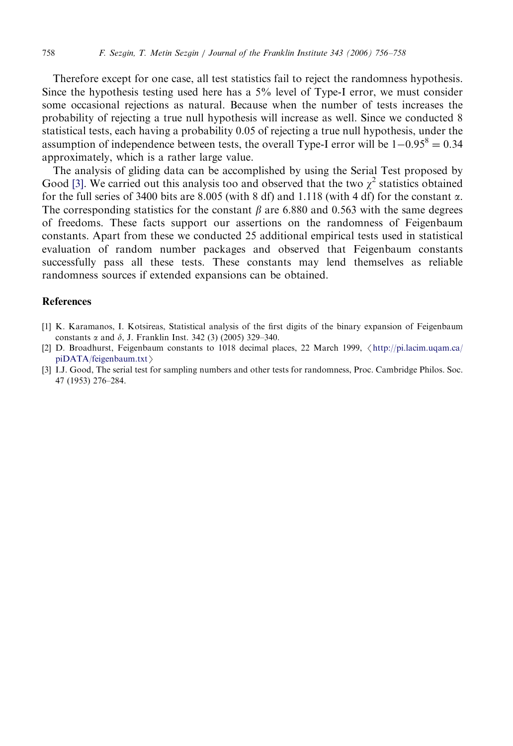Therefore except for one case, all test statistics fail to reject the randomness hypothesis. Since the hypothesis testing used here has a 5% level of Type-I error, we must consider some occasional rejections as natural. Because when the number of tests increases the probability of rejecting a true null hypothesis will increase as well. Since we conducted 8 statistical tests, each having a probability 0.05 of rejecting a true null hypothesis, under the assumption of independence between tests, the overall Type-I error will be $1-0.95^8 = 0.34$ approximately, which is a rather large value.

The analysis of gliding data can be accomplished by using the Serial Test proposed by Good [3]. We carried out this analysis too and observed that the two $\chi^2$ statistics obtained for the full series of 3400 bits are 8.005 (with 8 df) and 1.118 (with 4 df) for the constant $\alpha$. The corresponding statistics for the constant $\beta$ are 6.880 and 0.563 with the same degrees of freedoms. These facts support our assertions on the randomness of Feigenbaum constants. Apart from these we conducted 25 additional empirical tests used in statistical evaluation of random number packages and observed that Feigenbaum constants successfully pass all these tests. These constants may lend themselves as reliable randomness sources if extended expansions can be obtained.

## References

[1] K. Karamanos, I. Kotsireas, Statistical analysis of the first digits of the binary expansion of Feigenbaum constants $\alpha$ and $\delta$, J. Franklin Inst. 342 (3) (2005) 329–340.

[2] D. Broadhurst, Feigenbaum constants to 1018 decimal places, 22 March 1999, ⟨http://pi.lacim.uqam.ca/piDATA/feigenbaum.txt⟩

[3] I.J. Good, The serial test for sampling numbers and other tests for randomness, Proc. Cambridge Philos. Soc. 47 (1953) 276–284.